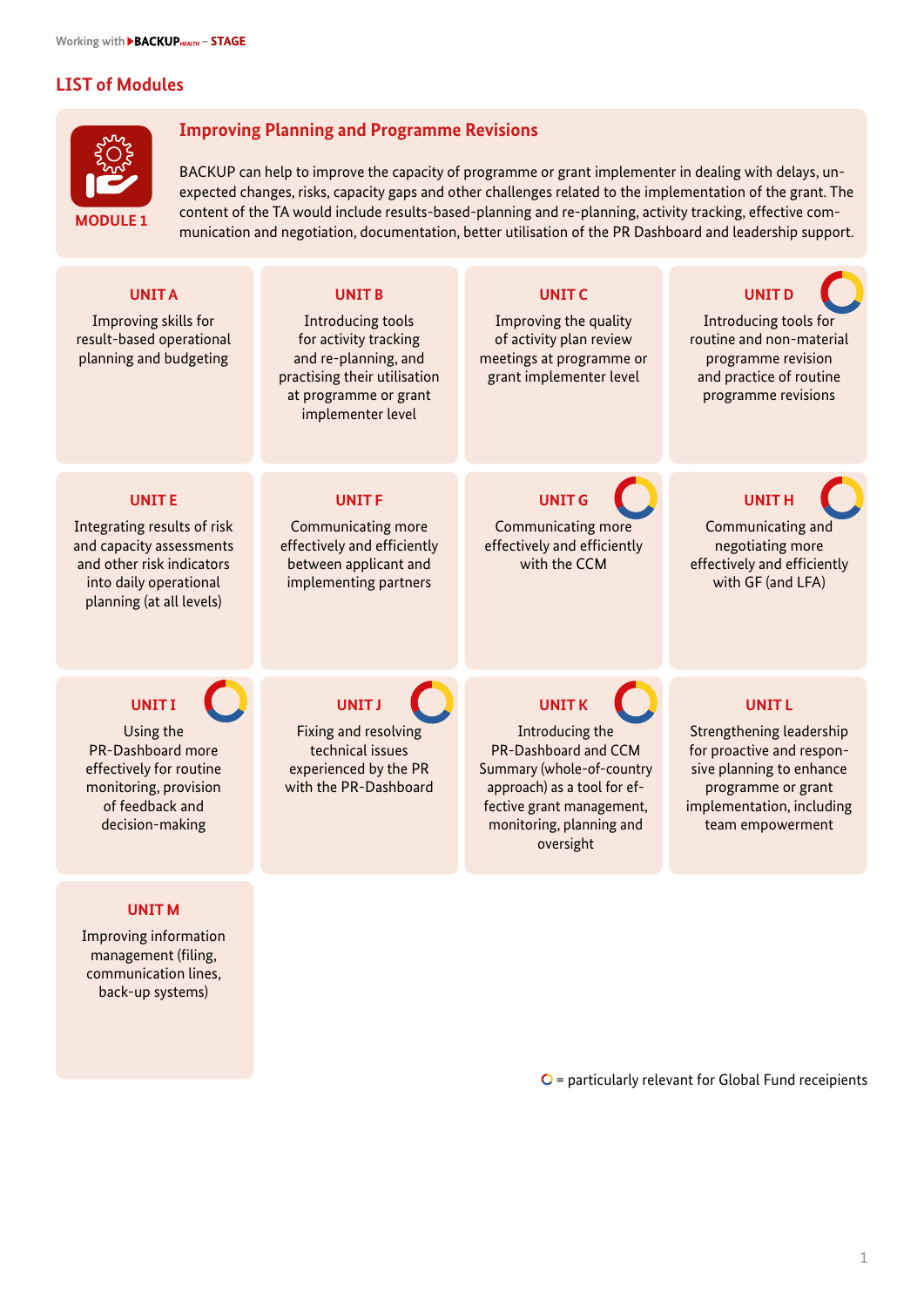## LIST of Modules

### MODULE 1

### Improving Planning and Programme Revisions

BACKUP can help to improve the capacity of programme or grant implementer in dealing with delays, unexpected changes, risks, capacity gaps and other challenges related to the implementation of the grant. The content of the TA would include results-based-planning and re-planning, activity tracking, effective communication and negotiation, documentation, better utilisation of the PR Dashboard and leadership support.

**UNIT A**
Improving skills for result-based operational planning and budgeting

**UNIT B**
Introducing tools for activity tracking and re-planning, and practising their utilisation at programme or grant implementer level

**UNIT C**
Improving the quality of activity plan review meetings at programme or grant implementer level

**UNIT D** ○
Introducing tools for routine and non-material programme revision and practice of routine programme revisions

**UNIT E**
Integrating results of risk and capacity assessments and other risk indicators into daily operational planning (at all levels)

**UNIT F**
Communicating more effectively and efficiently between applicant and implementing partners

**UNIT G** ○
Communicating more effectively and efficiently with the CCM

**UNIT H** ○
Communicating and negotiating more effectively and efficiently with GF (and LFA)

**UNIT I** ○
Using the PR-Dashboard more effectively for routine monitoring, provision of feedback and decision-making

**UNIT J** ○
Fixing and resolving technical issues experienced by the PR with the PR-Dashboard

**UNIT K** ○
Introducing the PR-Dashboard and CCM Summary (whole-of-country approach) as a tool for effective grant management, monitoring, planning and oversight

**UNIT L**
Strengthening leadership for proactive and responsive planning to enhance programme or grant implementation, including team empowerment

**UNIT M**
Improving information management (filing, communication lines, back-up systems)

○ = particularly relevant for Global Fund receipients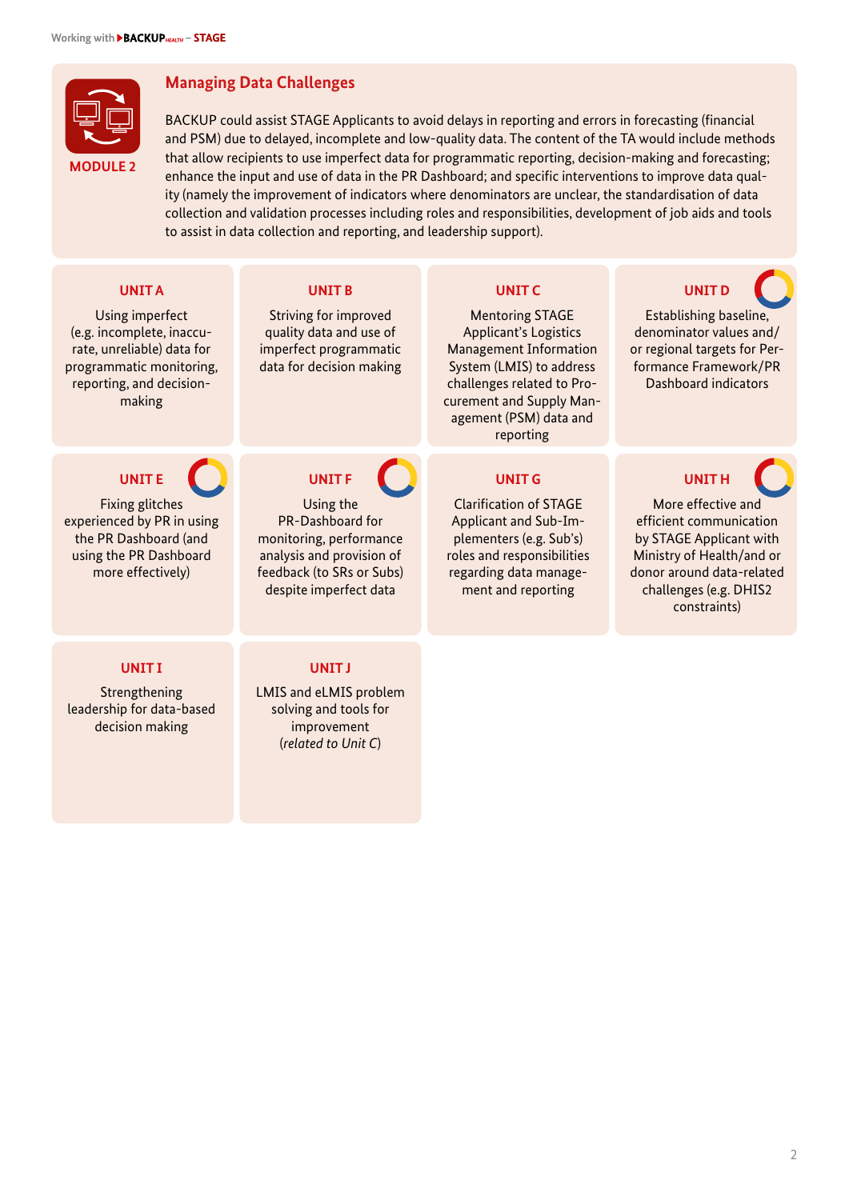## Managing Data Challenges

MODULE 2

BACKUP could assist STAGE Applicants to avoid delays in reporting and errors in forecasting (financial and PSM) due to delayed, incomplete and low-quality data. The content of the TA would include methods that allow recipients to use imperfect data for programmatic reporting, decision-making and forecasting; enhance the input and use of data in the PR Dashboard; and specific interventions to improve data quality (namely the improvement of indicators where denominators are unclear, the standardisation of data collection and validation processes including roles and responsibilities, development of job aids and tools to assist in data collection and reporting, and leadership support).

### UNIT A

Using imperfect (e.g. incomplete, inaccurate, unreliable) data for programmatic monitoring, reporting, and decision-making

### UNIT B

Striving for improved quality data and use of imperfect programmatic data for decision making

### UNIT C

Mentoring STAGE Applicant's Logistics Management Information System (LMIS) to address challenges related to Procurement and Supply Management (PSM) data and reporting

### UNIT D

Establishing baseline, denominator values and/or regional targets for Performance Framework/PR Dashboard indicators

### UNIT E

Fixing glitches experienced by PR in using the PR Dashboard (and using the PR Dashboard more effectively)

### UNIT F

Using the PR-Dashboard for monitoring, performance analysis and provision of feedback (to SRs or Subs) despite imperfect data

### UNIT G

Clarification of STAGE Applicant and Sub-Implementers (e.g. Sub's) roles and responsibilities regarding data management and reporting

### UNIT H

More effective and efficient communication by STAGE Applicant with Ministry of Health/and or donor around data-related challenges (e.g. DHIS2 constraints)

### UNIT I

Strengthening leadership for data-based decision making

### UNIT J

LMIS and eLMIS problem solving and tools for improvement *(related to Unit C)*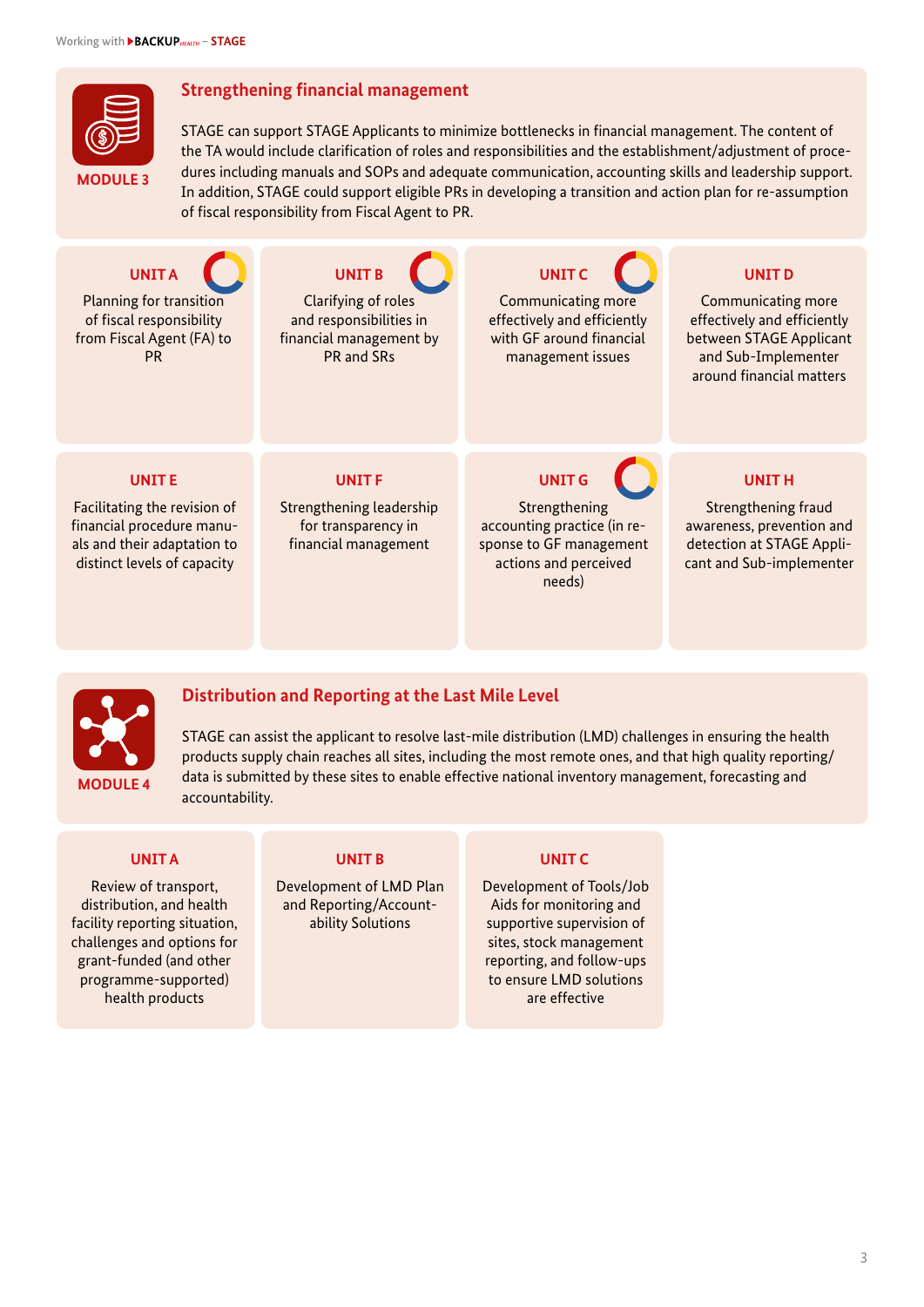## Strengthening financial management

**MODULE 3**

STAGE can support STAGE Applicants to minimize bottlenecks in financial management. The content of the TA would include clarification of roles and responsibilities and the establishment/adjustment of procedures including manuals and SOPs and adequate communication, accounting skills and leadership support. In addition, STAGE could support eligible PRs in developing a transition and action plan for re-assumption of fiscal responsibility from Fiscal Agent to PR.

**UNIT A**
Planning for transition of fiscal responsibility from Fiscal Agent (FA) to PR

**UNIT B**
Clarifying of roles and responsibilities in financial management by PR and SRs

**UNIT C**
Communicating more effectively and efficiently with GF around financial management issues

**UNIT D**
Communicating more effectively and efficiently between STAGE Applicant and Sub-Implementer around financial matters

**UNIT E**
Facilitating the revision of financial procedure manuals and their adaptation to distinct levels of capacity

**UNIT F**
Strengthening leadership for transparency in financial management

**UNIT G**
Strengthening accounting practice (in response to GF management actions and perceived needs)

**UNIT H**
Strengthening fraud awareness, prevention and detection at STAGE Applicant and Sub-implementer

## Distribution and Reporting at the Last Mile Level

**MODULE 4**

STAGE can assist the applicant to resolve last-mile distribution (LMD) challenges in ensuring the health products supply chain reaches all sites, including the most remote ones, and that high quality reporting/data is submitted by these sites to enable effective national inventory management, forecasting and accountability.

**UNIT A**
Review of transport, distribution, and health facility reporting situation, challenges and options for grant-funded (and other programme-supported) health products

**UNIT B**
Development of LMD Plan and Reporting/Accountability Solutions

**UNIT C**
Development of Tools/Job Aids for monitoring and supportive supervision of sites, stock management reporting, and follow-ups to ensure LMD solutions are effective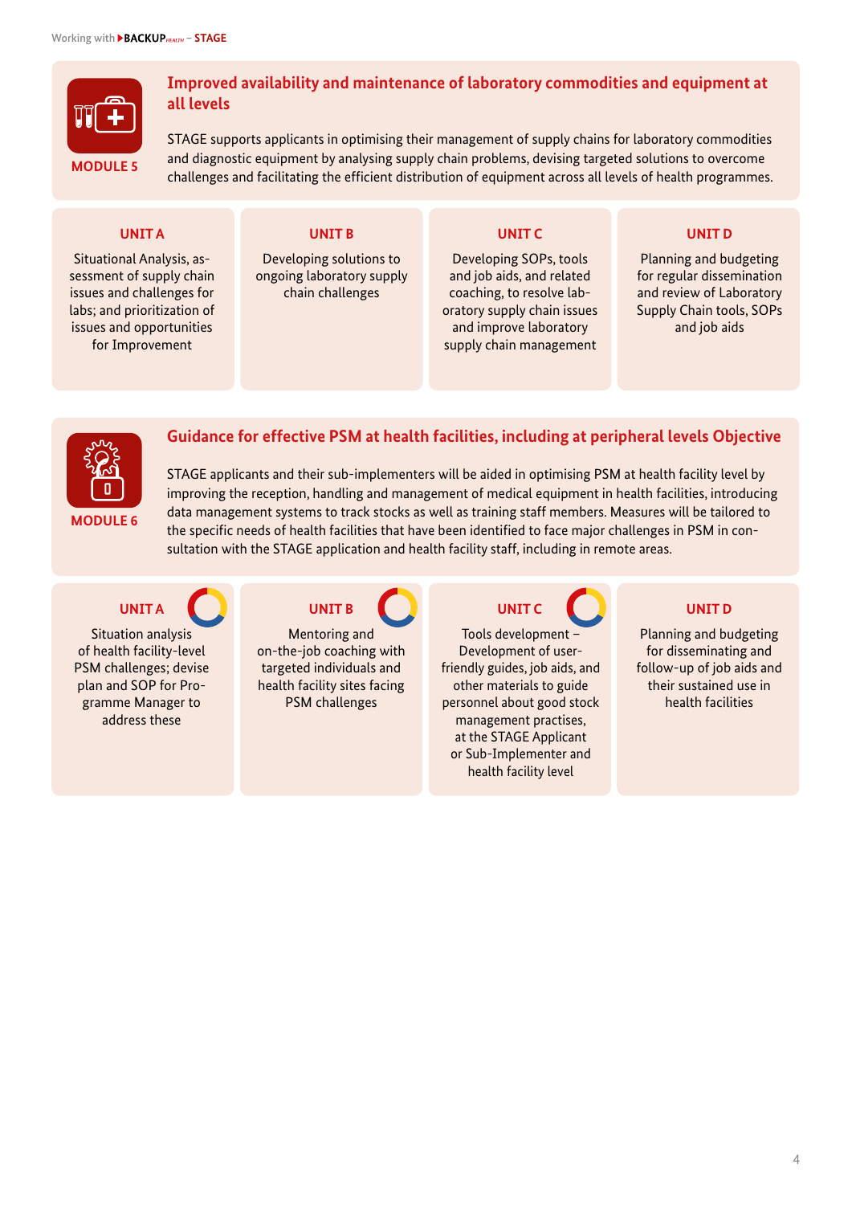## MODULE 5

### Improved availability and maintenance of laboratory commodities and equipment at all levels

STAGE supports applicants in optimising their management of supply chains for laboratory commodities and diagnostic equipment by analysing supply chain problems, devising targeted solutions to overcome challenges and facilitating the efficient distribution of equipment across all levels of health programmes.

**UNIT A**

Situational Analysis, assessment of supply chain issues and challenges for labs; and prioritization of issues and opportunities for Improvement

**UNIT B**

Developing solutions to ongoing laboratory supply chain challenges

**UNIT C**

Developing SOPs, tools and job aids, and related coaching, to resolve laboratory supply chain issues and improve laboratory supply chain management

**UNIT D**

Planning and budgeting for regular dissemination and review of Laboratory Supply Chain tools, SOPs and job aids

## MODULE 6

### Guidance for effective PSM at health facilities, including at peripheral levels Objective

STAGE applicants and their sub-implementers will be aided in optimising PSM at health facility level by improving the reception, handling and management of medical equipment in health facilities, introducing data management systems to track stocks as well as training staff members. Measures will be tailored to the specific needs of health facilities that have been identified to face major challenges in PSM in consultation with the STAGE application and health facility staff, including in remote areas.

**UNIT A**

Situation analysis of health facility-level PSM challenges; devise plan and SOP for Programme Manager to address these

**UNIT B**

Mentoring and on-the-job coaching with targeted individuals and health facility sites facing PSM challenges

**UNIT C**

Tools development – Development of user-friendly guides, job aids, and other materials to guide personnel about good stock management practises, at the STAGE Applicant or Sub-Implementer and health facility level

**UNIT D**

Planning and budgeting for disseminating and follow-up of job aids and their sustained use in health facilities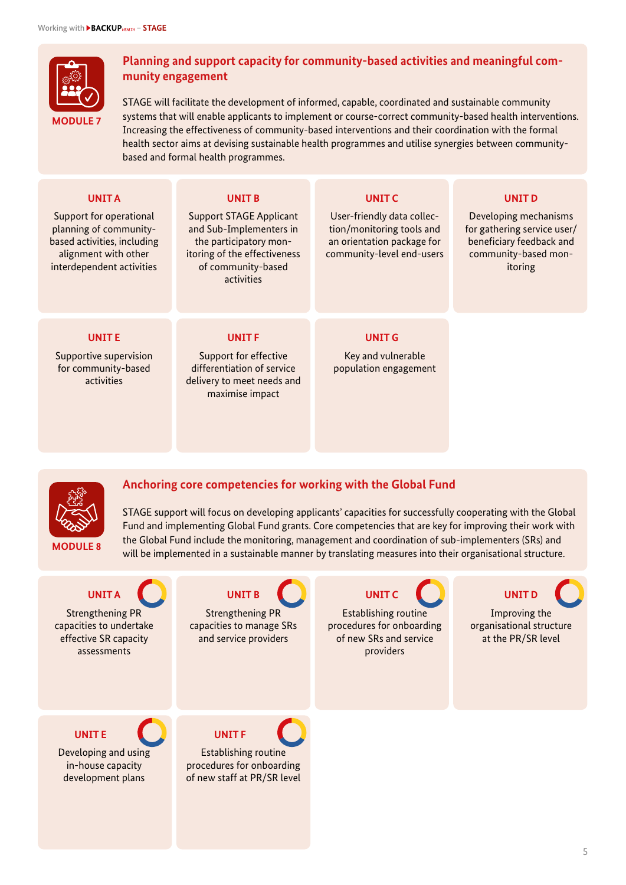MODULE 7

## Planning and support capacity for community-based activities and meaningful community engagement

STAGE will facilitate the development of informed, capable, coordinated and sustainable community systems that will enable applicants to implement or course-correct community-based health interventions. Increasing the effectiveness of community-based interventions and their coordination with the formal health sector aims at devising sustainable health programmes and utilise synergies between community-based and formal health programmes.

### UNIT A

Support for operational planning of community-based activities, including alignment with other interdependent activities

### UNIT B

Support STAGE Applicant and Sub-Implementers in the participatory monitoring of the effectiveness of community-based activities

### UNIT C

User-friendly data collection/monitoring tools and an orientation package for community-level end-users

### UNIT D

Developing mechanisms for gathering service user/beneficiary feedback and community-based monitoring

### UNIT E

Supportive supervision for community-based activities

### UNIT F

Support for effective differentiation of service delivery to meet needs and maximise impact

### UNIT G

Key and vulnerable population engagement

MODULE 8

## Anchoring core competencies for working with the Global Fund

STAGE support will focus on developing applicants' capacities for successfully cooperating with the Global Fund and implementing Global Fund grants. Core competencies that are key for improving their work with the Global Fund include the monitoring, management and coordination of sub-implementers (SRs) and will be implemented in a sustainable manner by translating measures into their organisational structure.

### UNIT A

Strengthening PR capacities to undertake effective SR capacity assessments

### UNIT B

Strengthening PR capacities to manage SRs and service providers

### UNIT C

Establishing routine procedures for onboarding of new SRs and service providers

### UNIT D

Improving the organisational structure at the PR/SR level

### UNIT E

Developing and using in-house capacity development plans

### UNIT F

Establishing routine procedures for onboarding of new staff at PR/SR level